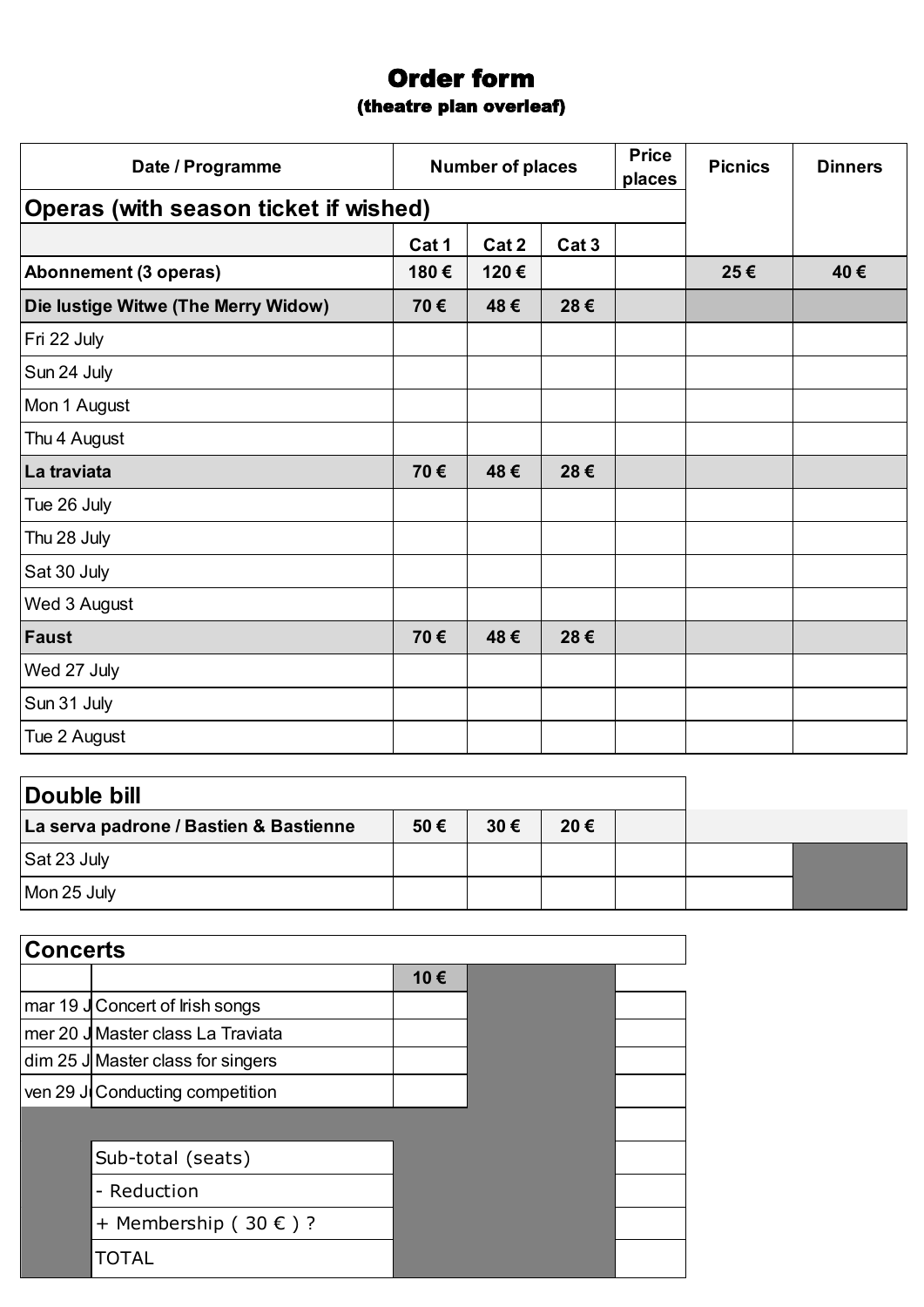# Order form

**(theatre plan overleaf)**

| Date / Programme | Number of places | | | Price places | Picnics | Dinners |
|---|---|---|---|---|---|---|
| **Operas (with season ticket if wished)** | | | | | | |
| | **Cat 1** | **Cat 2** | **Cat 3** | | | |
| **Abonnement (3 operas)** | **180 €** | **120 €** | | | **25 €** | **40 €** |
| **Die lustige Witwe (The Merry Widow)** | **70 €** | **48 €** | **28 €** | | | |
| Fri 22 July | | | | | | |
| Sun 24 July | | | | | | |
| Mon 1 August | | | | | | |
| Thu 4 August | | | | | | |
| **La traviata** | **70 €** | **48 €** | **28 €** | | | |
| Tue 26 July | | | | | | |
| Thu 28 July | | | | | | |
| Sat 30 July | | | | | | |
| Wed 3 August | | | | | | |
| **Faust** | **70 €** | **48 €** | **28 €** | | | |
| Wed 27 July | | | | | | |
| Sun 31 July | | | | | | |
| Tue 2 August | | | | | | |

| **Double bill** | | | | | | |
|---|---|---|---|---|---|---|
| **La serva padrone / Bastien & Bastienne** | **50 €** | **30 €** | **20 €** | | | |
| Sat 23 July | | | | | | |
| Mon 25 July | | | | | | |

| **Concerts** | | | |
|---|---|---|---|
| | | **10 €** | |
| mar 19 J | Concert of Irish songs | | |
| mer 20 J | Master class La Traviata | | |
| dim 25 J | Master class for singers | | |
| ven 29 J | Conducting competition | | |
| | | | |
| | Sub-total (seats) | | |
| | - Reduction | | |
| | + Membership ( 30 € ) ? | | |
| | TOTAL | | |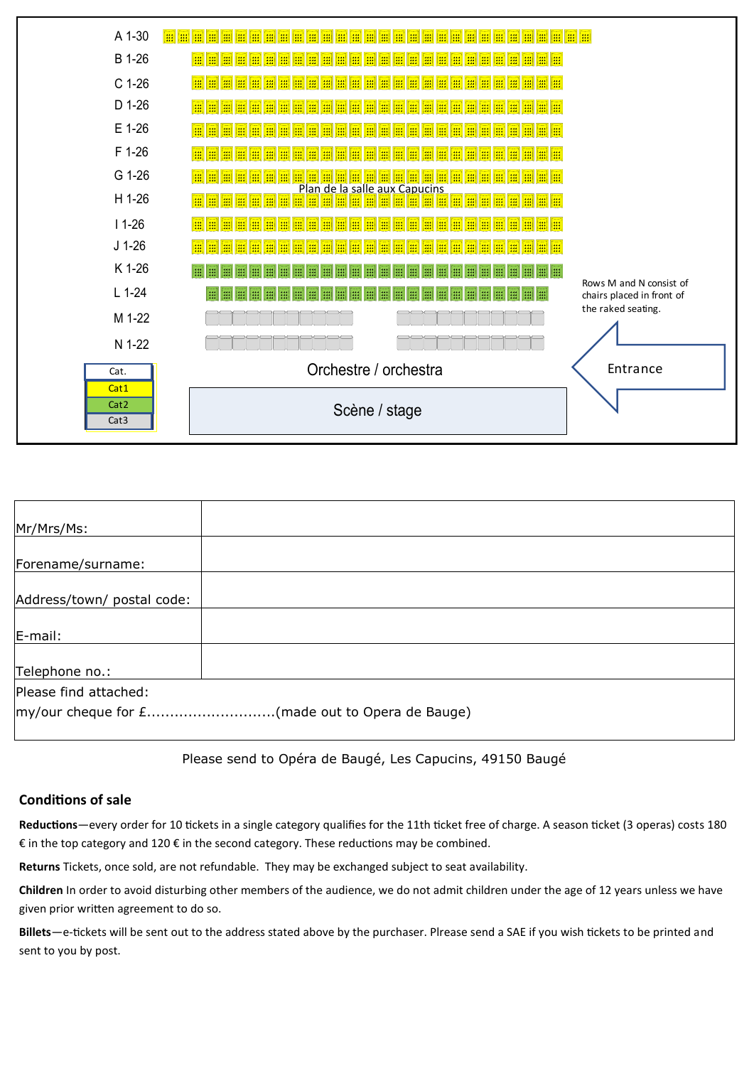A 1-30

B 1-26

C 1-26

D 1-26

E 1-26

F 1-26

G 1-26

Plan de la salle aux Capucins

H 1-26

I 1-26

J 1-26

K 1-26

L 1-24

M 1-22

N 1-22

Rows M and N consist of chairs placed in front of the raked seating.

Entrance

Cat.

Cat1

Cat2

Cat3

Orchestre / orchestra

Scène / stage

| | |
|---|---|
| Mr/Mrs/Ms: | |
| Forename/surname: | |
| Address/town/ postal code: | |
| E-mail: | |
| Telephone no.: | |

Please find attached:
my/our cheque for £............................(made out to Opera de Bauge)

Please send to Opéra de Baugé, Les Capucins, 49150 Baugé

## Conditions of sale

**Reductions**—every order for 10 tickets in a single category qualifies for the 11th ticket free of charge. A season ticket (3 operas) costs 180 € in the top category and 120 € in the second category. These reductions may be combined.

**Returns** Tickets, once sold, are not refundable. They may be exchanged subject to seat availability.

**Children** In order to avoid disturbing other members of the audience, we do not admit children under the age of 12 years unless we have given prior written agreement to do so.

**Billets**—e-tickets will be sent out to the address stated above by the purchaser. Plrease send a SAE if you wish tickets to be printed and sent to you by post.